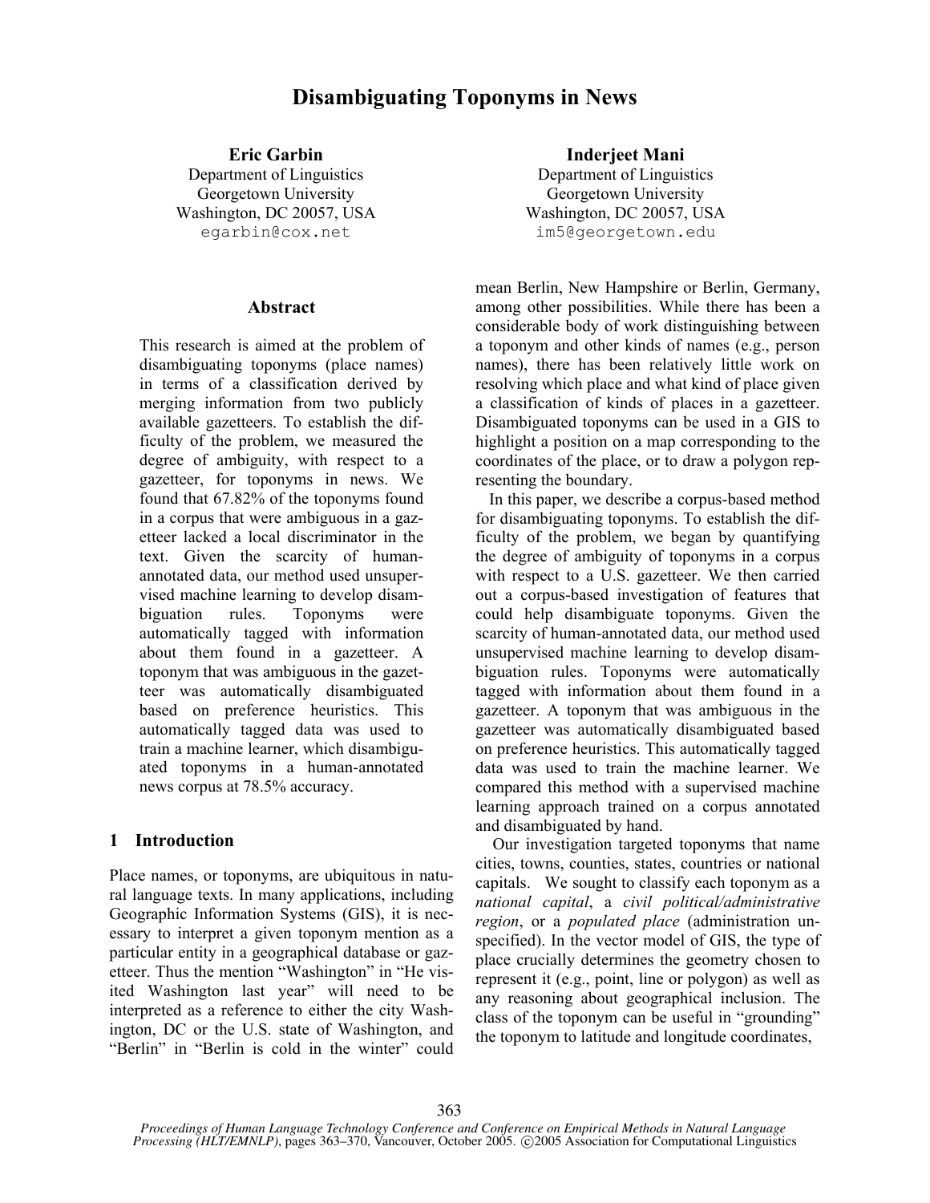# Disambiguating Toponyms in News

**Eric Garbin**
Department of Linguistics
Georgetown University
Washington, DC 20057, USA
egarbin@cox.net

**Inderjeet Mani**
Department of Linguistics
Georgetown University
Washington, DC 20057, USA
im5@georgetown.edu

## Abstract

This research is aimed at the problem of disambiguating toponyms (place names) in terms of a classification derived by merging information from two publicly available gazetteers. To establish the difficulty of the problem, we measured the degree of ambiguity, with respect to a gazetteer, for toponyms in news. We found that 67.82% of the toponyms found in a corpus that were ambiguous in a gazetteer lacked a local discriminator in the text. Given the scarcity of human-annotated data, our method used unsupervised machine learning to develop disambiguation rules. Toponyms were automatically tagged with information about them found in a gazetteer. A toponym that was ambiguous in the gazetteer was automatically disambiguated based on preference heuristics. This automatically tagged data was used to train a machine learner, which disambiguated toponyms in a human-annotated news corpus at 78.5% accuracy.

## 1 Introduction

Place names, or toponyms, are ubiquitous in natural language texts. In many applications, including Geographic Information Systems (GIS), it is necessary to interpret a given toponym mention as a particular entity in a geographical database or gazetteer. Thus the mention "Washington" in "He visited Washington last year" will need to be interpreted as a reference to either the city Washington, DC or the U.S. state of Washington, and "Berlin" in "Berlin is cold in the winter" could mean Berlin, New Hampshire or Berlin, Germany, among other possibilities. While there has been a considerable body of work distinguishing between a toponym and other kinds of names (e.g., person names), there has been relatively little work on resolving which place and what kind of place given a classification of kinds of places in a gazetteer. Disambiguated toponyms can be used in a GIS to highlight a position on a map corresponding to the coordinates of the place, or to draw a polygon representing the boundary.

In this paper, we describe a corpus-based method for disambiguating toponyms. To establish the difficulty of the problem, we began by quantifying the degree of ambiguity of toponyms in a corpus with respect to a U.S. gazetteer. We then carried out a corpus-based investigation of features that could help disambiguate toponyms. Given the scarcity of human-annotated data, our method used unsupervised machine learning to develop disambiguation rules. Toponyms were automatically tagged with information about them found in a gazetteer. A toponym that was ambiguous in the gazetteer was automatically disambiguated based on preference heuristics. This automatically tagged data was used to train the machine learner. We compared this method with a supervised machine learning approach trained on a corpus annotated and disambiguated by hand.

Our investigation targeted toponyms that name cities, towns, counties, states, countries or national capitals. We sought to classify each toponym as a *national capital*, a *civil political/administrative region*, or a *populated place* (administration unspecified). In the vector model of GIS, the type of place crucially determines the geometry chosen to represent it (e.g., point, line or polygon) as well as any reasoning about geographical inclusion. The class of the toponym can be useful in "grounding" the toponym to latitude and longitude coordinates,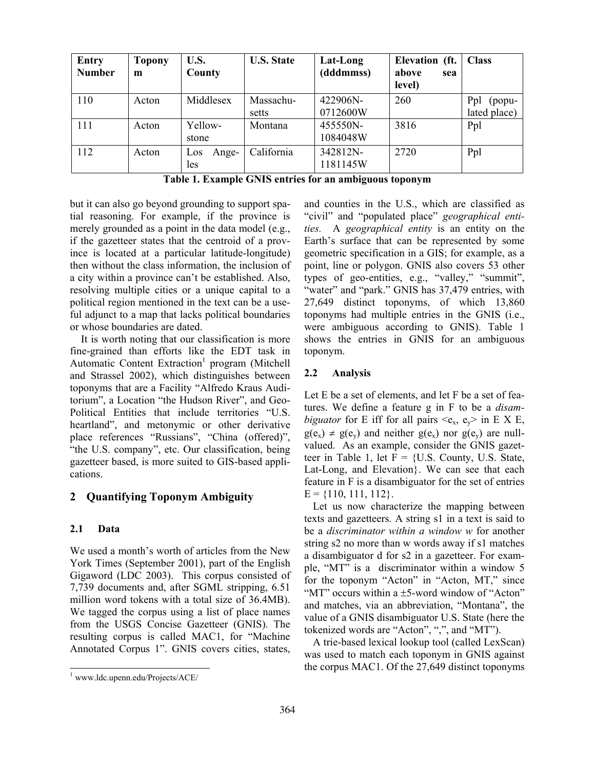| Entry Number | Toponym | U.S. County | U.S. State | Lat-Long (dddmmss) | Elevation (ft. above sea level) | Class |
|---|---|---|---|---|---|---|
| 110 | Acton | Middlesex | Massachusetts | 422906N-0712600W | 260 | Ppl (populated place) |
| 111 | Acton | Yellowstone | Montana | 455550N-1084048W | 3816 | Ppl |
| 112 | Acton | Los Angeles | California | 342812N-1181145W | 2720 | Ppl |

**Table 1. Example GNIS entries for an ambiguous toponym**

but it can also go beyond grounding to support spatial reasoning. For example, if the province is merely grounded as a point in the data model (e.g., if the gazetteer states that the centroid of a province is located at a particular latitude-longitude) then without the class information, the inclusion of a city within a province can't be established. Also, resolving multiple cities or a unique capital to a political region mentioned in the text can be a useful adjunct to a map that lacks political boundaries or whose boundaries are dated.

It is worth noting that our classification is more fine-grained than efforts like the EDT task in Automatic Content Extraction[1] program (Mitchell and Strassel 2002), which distinguishes between toponyms that are a Facility "Alfredo Kraus Auditorium", a Location "the Hudson River", and Geo-Political Entities that include territories "U.S. heartland", and metonymic or other derivative place references "Russians", "China (offered)", "the U.S. company", etc. Our classification, being gazetteer based, is more suited to GIS-based applications.

## 2 Quantifying Toponym Ambiguity

### 2.1 Data

We used a month's worth of articles from the New York Times (September 2001), part of the English Gigaword (LDC 2003). This corpus consisted of 7,739 documents and, after SGML stripping, 6.51 million word tokens with a total size of 36.4MB). We tagged the corpus using a list of place names from the USGS Concise Gazetteer (GNIS). The resulting corpus is called MAC1, for "Machine Annotated Corpus 1". GNIS covers cities, states, and counties in the U.S., which are classified as "civil" and "populated place" *geographical entities.* A *geographical entity* is an entity on the Earth's surface that can be represented by some geometric specification in a GIS; for example, as a point, line or polygon. GNIS also covers 53 other types of geo-entities, e.g., "valley," "summit", "water" and "park." GNIS has 37,479 entries, with 27,649 distinct toponyms, of which 13,860 toponyms had multiple entries in the GNIS (i.e., were ambiguous according to GNIS). Table 1 shows the entries in GNIS for an ambiguous toponym.

### 2.2 Analysis

Let E be a set of elements, and let F be a set of features. We define a feature g in F to be a *disambiguator* for E iff for all pairs $<e_x, e_y>$ in E X E, $g(e_x) \neq g(e_y)$ and neither $g(e_x)$ nor $g(e_y)$ are null-valued. As an example, consider the GNIS gazetteer in Table 1, let F = {U.S. County, U.S. State, Lat-Long, and Elevation}. We can see that each feature in F is a disambiguator for the set of entries E = {110, 111, 112}.

Let us now characterize the mapping between texts and gazetteers. A string s1 in a text is said to be a *discriminator within a window w* for another string s2 no more than w words away if s1 matches a disambiguator d for s2 in a gazetteer. For example, "MT" is a discriminator within a window 5 for the toponym "Acton" in "Acton, MT," since "MT" occurs within a ±5-word window of "Acton" and matches, via an abbreviation, "Montana", the value of a GNIS disambiguator U.S. State (here the tokenized words are "Acton", ",", and "MT").

A trie-based lexical lookup tool (called LexScan) was used to match each toponym in GNIS against the corpus MAC1. Of the 27,649 distinct toponyms

[1] www.ldc.upenn.edu/Projects/ACE/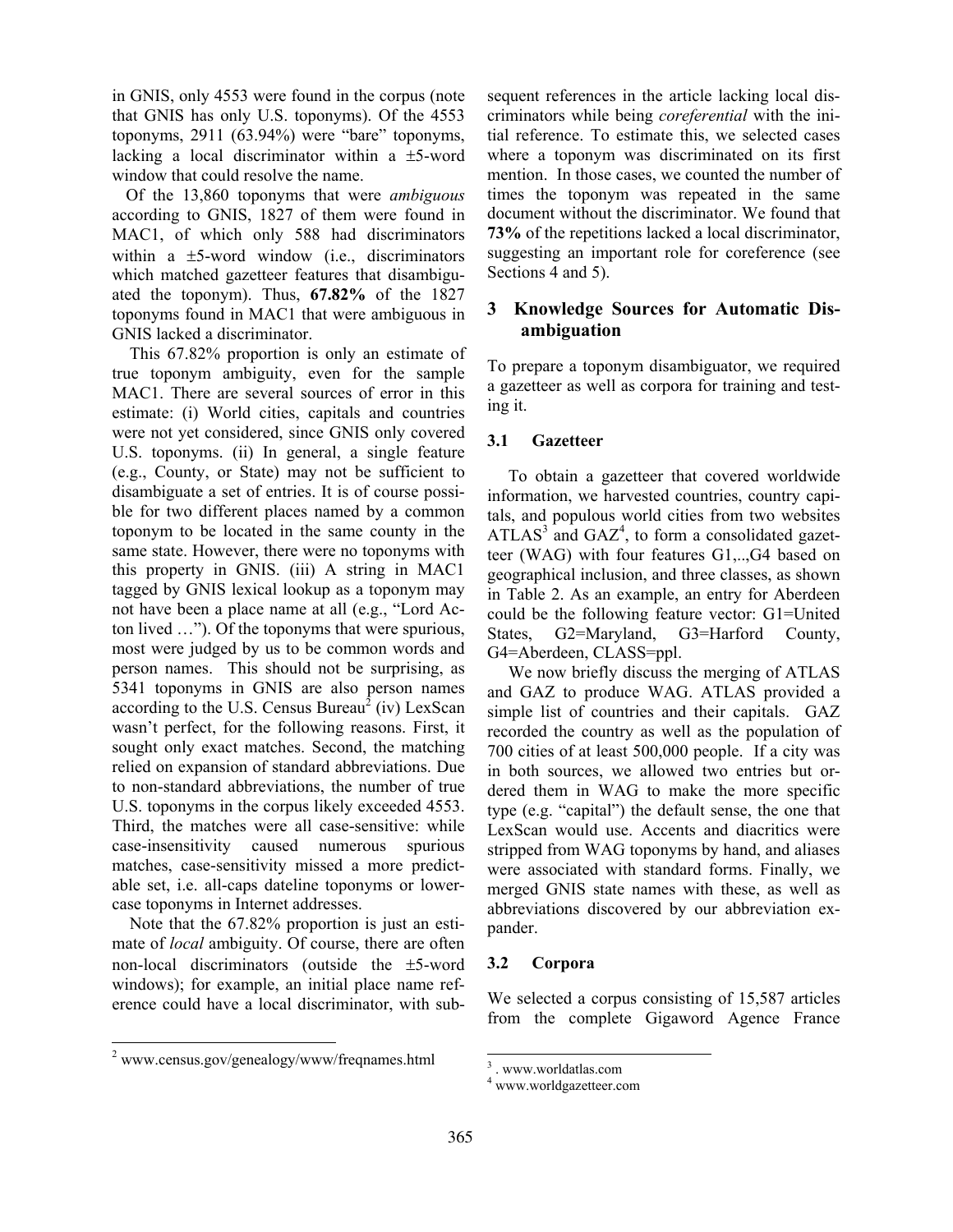in GNIS, only 4553 were found in the corpus (note that GNIS has only U.S. toponyms). Of the 4553 toponyms, 2911 (63.94%) were "bare" toponyms, lacking a local discriminator within a ±5-word window that could resolve the name.

Of the 13,860 toponyms that were *ambiguous* according to GNIS, 1827 of them were found in MAC1, of which only 588 had discriminators within a ±5-word window (i.e., discriminators which matched gazetteer features that disambiguated the toponym). Thus, **67.82%** of the 1827 toponyms found in MAC1 that were ambiguous in GNIS lacked a discriminator.

This 67.82% proportion is only an estimate of true toponym ambiguity, even for the sample MAC1. There are several sources of error in this estimate: (i) World cities, capitals and countries were not yet considered, since GNIS only covered U.S. toponyms. (ii) In general, a single feature (e.g., County, or State) may not be sufficient to disambiguate a set of entries. It is of course possible for two different places named by a common toponym to be located in the same county in the same state. However, there were no toponyms with this property in GNIS. (iii) A string in MAC1 tagged by GNIS lexical lookup as a toponym may not have been a place name at all (e.g., "Lord Acton lived …"). Of the toponyms that were spurious, most were judged by us to be common words and person names. This should not be surprising, as 5341 toponyms in GNIS are also person names according to the U.S. Census Bureau[2] (iv) LexScan wasn't perfect, for the following reasons. First, it sought only exact matches. Second, the matching relied on expansion of standard abbreviations. Due to non-standard abbreviations, the number of true U.S. toponyms in the corpus likely exceeded 4553. Third, the matches were all case-sensitive: while case-insensitivity caused numerous spurious matches, case-sensitivity missed a more predictable set, i.e. all-caps dateline toponyms or lowercase toponyms in Internet addresses.

Note that the 67.82% proportion is just an estimate of *local* ambiguity. Of course, there are often non-local discriminators (outside the ±5-word windows); for example, an initial place name reference could have a local discriminator, with subsequent references in the article lacking local discriminators while being *coreferential* with the initial reference. To estimate this, we selected cases where a toponym was discriminated on its first mention. In those cases, we counted the number of times the toponym was repeated in the same document without the discriminator. We found that **73%** of the repetitions lacked a local discriminator, suggesting an important role for coreference (see Sections 4 and 5).

## 3 Knowledge Sources for Automatic Disambiguation

To prepare a toponym disambiguator, we required a gazetteer as well as corpora for training and testing it.

### 3.1 Gazetteer

To obtain a gazetteer that covered worldwide information, we harvested countries, country capitals, and populous world cities from two websites ATLAS[3] and GAZ[4], to form a consolidated gazetteer (WAG) with four features G1,..,G4 based on geographical inclusion, and three classes, as shown in Table 2. As an example, an entry for Aberdeen could be the following feature vector: G1=United States, G2=Maryland, G3=Harford County, G4=Aberdeen, CLASS=ppl.

We now briefly discuss the merging of ATLAS and GAZ to produce WAG. ATLAS provided a simple list of countries and their capitals. GAZ recorded the country as well as the population of 700 cities of at least 500,000 people. If a city was in both sources, we allowed two entries but ordered them in WAG to make the more specific type (e.g. "capital") the default sense, the one that LexScan would use. Accents and diacritics were stripped from WAG toponyms by hand, and aliases were associated with standard forms. Finally, we merged GNIS state names with these, as well as abbreviations discovered by our abbreviation expander.

### 3.2 Corpora

We selected a corpus consisting of 15,587 articles from the complete Gigaword Agence France

---

[2] www.census.gov/genealogy/www/freqnames.html

[3] . www.worldatlas.com

[4] www.worldgazetteer.com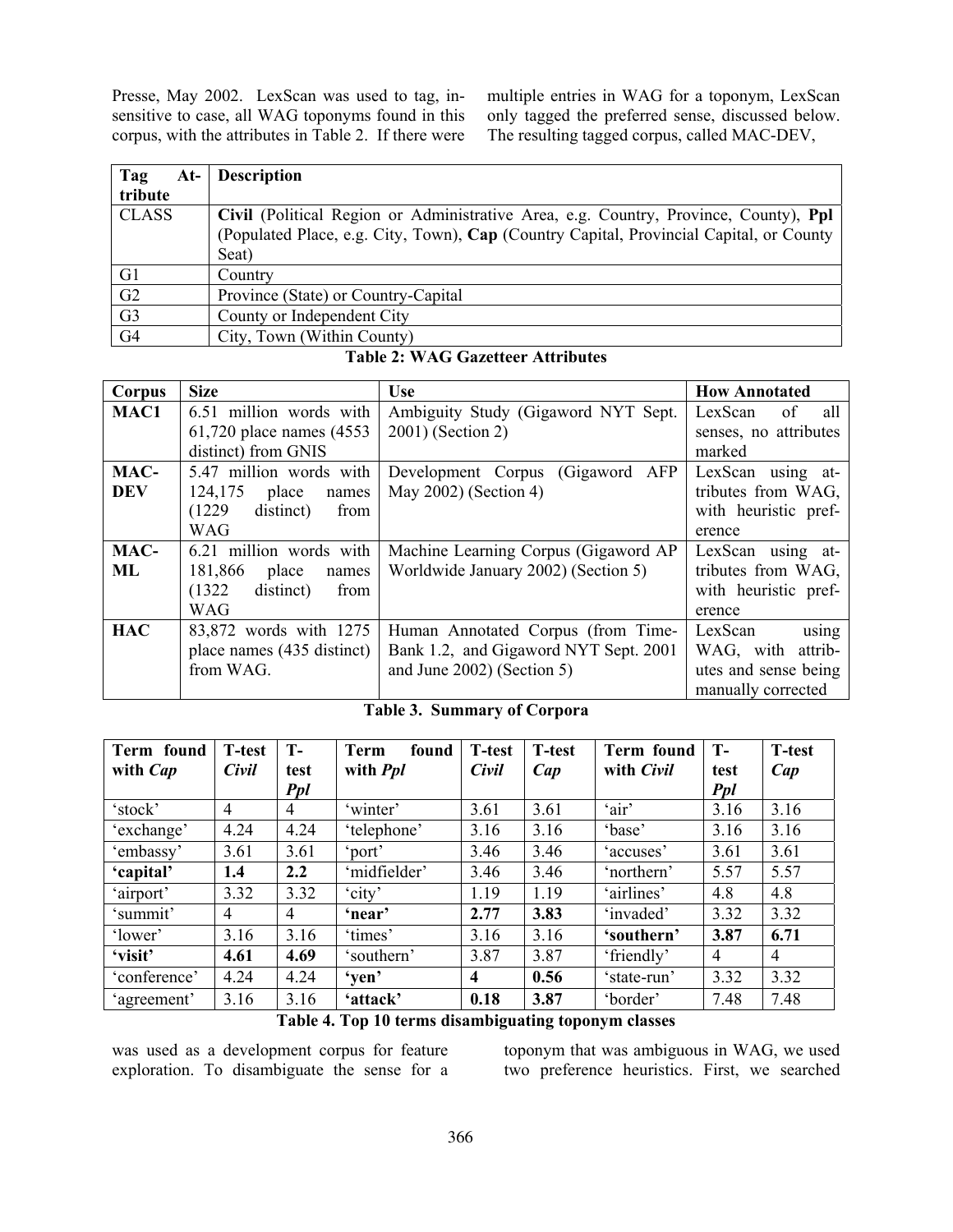Presse, May 2002. LexScan was used to tag, insensitive to case, all WAG toponyms found in this corpus, with the attributes in Table 2. If there were multiple entries in WAG for a toponym, LexScan only tagged the preferred sense, discussed below. The resulting tagged corpus, called MAC-DEV,

| Tag Attribute | Description |
|---|---|
| CLASS | **Civil** (Political Region or Administrative Area, e.g. Country, Province, County), **Ppl** (Populated Place, e.g. City, Town), **Cap** (Country Capital, Provincial Capital, or County Seat) |
| G1 | Country |
| G2 | Province (State) or Country-Capital |
| G3 | County or Independent City |
| G4 | City, Town (Within County) |

**Table 2: WAG Gazetteer Attributes**

| Corpus | Size | Use | How Annotated |
|---|---|---|---|
| **MAC1** | 6.51 million words with 61,720 place names (4553 distinct) from GNIS | Ambiguity Study (Gigaword NYT Sept. 2001) (Section 2) | LexScan of all senses, no attributes marked |
| **MAC-DEV** | 5.47 million words with 124,175 place names (1229 distinct) from WAG | Development Corpus (Gigaword AFP May 2002) (Section 4) | LexScan using attributes from WAG, with heuristic preference |
| **MAC-ML** | 6.21 million words with 181,866 place names (1322 distinct) from WAG | Machine Learning Corpus (Gigaword AP Worldwide January 2002) (Section 5) | LexScan using attributes from WAG, with heuristic preference |
| **HAC** | 83,872 words with 1275 place names (435 distinct) from WAG. | Human Annotated Corpus (from TimeBank 1.2, and Gigaword NYT Sept. 2001 and June 2002) (Section 5) | LexScan using WAG, with attributes and sense being manually corrected |

**Table 3. Summary of Corpora**

| Term found with *Cap* | T-test *Civil* | T-test *Ppl* | Term found with *Ppl* | T-test *Civil* | T-test *Cap* | Term found with *Civil* | T-test *Ppl* | T-test *Cap* |
|---|---|---|---|---|---|---|---|---|
| 'stock' | 4 | 4 | 'winter' | 3.61 | 3.61 | 'air' | 3.16 | 3.16 |
| 'exchange' | 4.24 | 4.24 | 'telephone' | 3.16 | 3.16 | 'base' | 3.16 | 3.16 |
| 'embassy' | 3.61 | 3.61 | 'port' | 3.46 | 3.46 | 'accuses' | 3.61 | 3.61 |
| **'capital'** | **1.4** | **2.2** | 'midfielder' | 3.46 | 3.46 | 'northern' | 5.57 | 5.57 |
| 'airport' | 3.32 | 3.32 | 'city' | 1.19 | 1.19 | 'airlines' | 4.8 | 4.8 |
| 'summit' | 4 | 4 | **'near'** | **2.77** | **3.83** | 'invaded' | 3.32 | 3.32 |
| 'lower' | 3.16 | 3.16 | 'times' | 3.16 | 3.16 | **'southern'** | **3.87** | **6.71** |
| **'visit'** | **4.61** | **4.69** | 'southern' | 3.87 | 3.87 | 'friendly' | 4 | 4 |
| 'conference' | 4.24 | 4.24 | **'yen'** | **4** | **0.56** | 'state-run' | 3.32 | 3.32 |
| 'agreement' | 3.16 | 3.16 | **'attack'** | **0.18** | **3.87** | 'border' | 7.48 | 7.48 |

**Table 4. Top 10 terms disambiguating toponym classes**

was used as a development corpus for feature exploration. To disambiguate the sense for a toponym that was ambiguous in WAG, we used two preference heuristics. First, we searched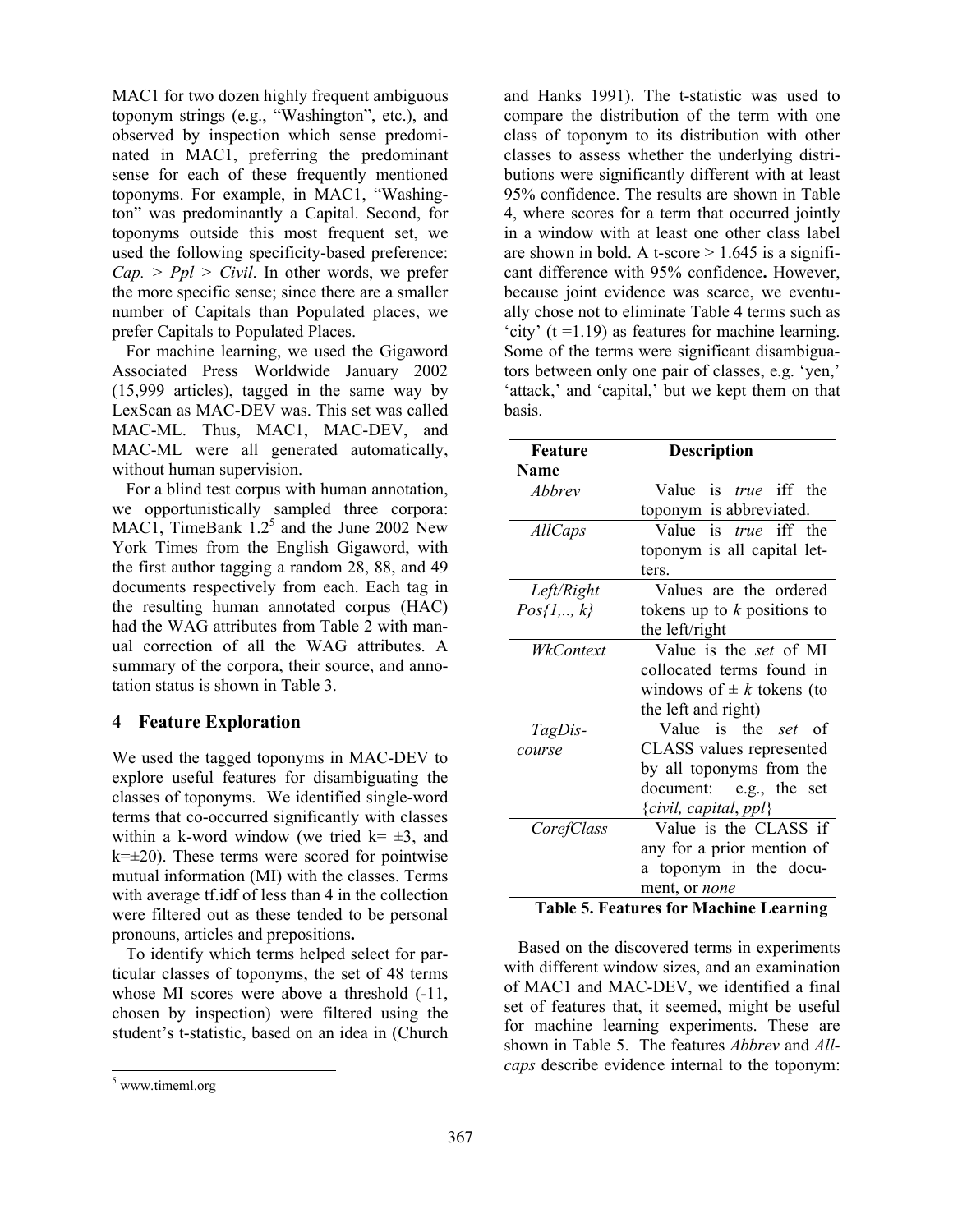MAC1 for two dozen highly frequent ambiguous toponym strings (e.g., "Washington", etc.), and observed by inspection which sense predominated in MAC1, preferring the predominant sense for each of these frequently mentioned toponyms. For example, in MAC1, "Washington" was predominantly a Capital. Second, for toponyms outside this most frequent set, we used the following specificity-based preference: *Cap.* > *Ppl* > *Civil*. In other words, we prefer the more specific sense; since there are a smaller number of Capitals than Populated places, we prefer Capitals to Populated Places.

For machine learning, we used the Gigaword Associated Press Worldwide January 2002 (15,999 articles), tagged in the same way by LexScan as MAC-DEV was. This set was called MAC-ML. Thus, MAC1, MAC-DEV, and MAC-ML were all generated automatically, without human supervision.

For a blind test corpus with human annotation, we opportunistically sampled three corpora: MAC1, TimeBank 1.2[5] and the June 2002 New York Times from the English Gigaword, with the first author tagging a random 28, 88, and 49 documents respectively from each. Each tag in the resulting human annotated corpus (HAC) had the WAG attributes from Table 2 with manual correction of all the WAG attributes. A summary of the corpora, their source, and annotation status is shown in Table 3.

## 4 Feature Exploration

We used the tagged toponyms in MAC-DEV to explore useful features for disambiguating the classes of toponyms. We identified single-word terms that co-occurred significantly with classes within a k-word window (we tried k= ±3, and k=±20). These terms were scored for pointwise mutual information (MI) with the classes. Terms with average tf.idf of less than 4 in the collection were filtered out as these tended to be personal pronouns, articles and prepositions.

To identify which terms helped select for particular classes of toponyms, the set of 48 terms whose MI scores were above a threshold (-11, chosen by inspection) were filtered using the student's t-statistic, based on an idea in (Church and Hanks 1991). The t-statistic was used to compare the distribution of the term with one class of toponym to its distribution with other classes to assess whether the underlying distributions were significantly different with at least 95% confidence. The results are shown in Table 4, where scores for a term that occurred jointly in a window with at least one other class label are shown in bold. A t-score > 1.645 is a significant difference with 95% confidence. However, because joint evidence was scarce, we eventually chose not to eliminate Table 4 terms such as 'city' (t =1.19) as features for machine learning. Some of the terms were significant disambiguators between only one pair of classes, e.g. 'yen,' 'attack,' and 'capital,' but we kept them on that basis.

| Feature Name | Description |
|---|---|
| *Abbrev* | Value is *true* iff the toponym is abbreviated. |
| *AllCaps* | Value is *true* iff the toponym is all capital letters. |
| *Left/Right Pos{1,.., k}* | Values are the ordered tokens up to *k* positions to the left/right |
| *WkContext* | Value is the *set* of MI collocated terms found in windows of ± *k* tokens (to the left and right) |
| *TagDiscourse* | Value is the *set* of CLASS values represented by all toponyms from the document: e.g., the set {*civil, capital*, *ppl*} |
| *CorefClass* | Value is the CLASS if any for a prior mention of a toponym in the document, or *none* |

**Table 5. Features for Machine Learning**

Based on the discovered terms in experiments with different window sizes, and an examination of MAC1 and MAC-DEV, we identified a final set of features that, it seemed, might be useful for machine learning experiments. These are shown in Table 5. The features *Abbrev* and *Allcaps* describe evidence internal to the toponym:

[5] www.timeml.org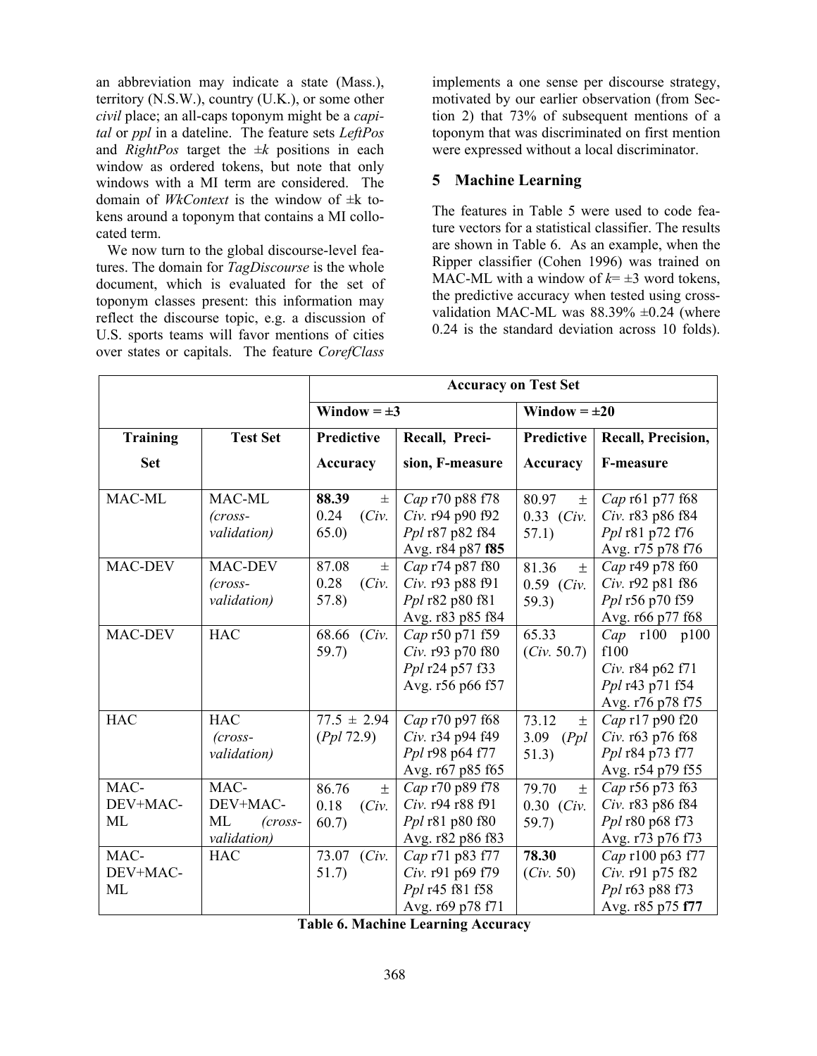an abbreviation may indicate a state (Mass.), territory (N.S.W.), country (U.K.), or some other *civil* place; an all-caps toponym might be a *capital* or *ppl* in a dateline. The feature sets *LeftPos* and *RightPos* target the ±*k* positions in each window as ordered tokens, but note that only windows with a MI term are considered. The domain of *WkContext* is the window of ±k tokens around a toponym that contains a MI collocated term.

We now turn to the global discourse-level features. The domain for *TagDiscourse* is the whole document, which is evaluated for the set of toponym classes present: this information may reflect the discourse topic, e.g. a discussion of U.S. sports teams will favor mentions of cities over states or capitals. The feature *CorefClass* implements a one sense per discourse strategy, motivated by our earlier observation (from Section 2) that 73% of subsequent mentions of a toponym that was discriminated on first mention were expressed without a local discriminator.

## 5 Machine Learning

The features in Table 5 were used to code feature vectors for a statistical classifier. The results are shown in Table 6. As an example, when the Ripper classifier (Cohen 1996) was trained on MAC-ML with a window of *k*= ±3 word tokens, the predictive accuracy when tested using cross-validation MAC-ML was 88.39% ±0.24 (where 0.24 is the standard deviation across 10 folds).

| | | **Accuracy on Test Set** | | | |
|---|---|---|---|---|---|
| | | **Window = ±3** | | **Window = ±20** | |
| **Training Set** | **Test Set** | **Predictive Accuracy** | **Recall, Precision, F-measure** | **Predictive Accuracy** | **Recall, Precision, F-measure** |
| MAC-ML | MAC-ML *(cross-validation)* | **88.39** ± 0.24 (*Civ.* 65.0) | *Cap* r70 p88 f78<br>*Civ.* r94 p90 f92<br>*Ppl* r87 p82 f84<br>Avg. r84 p87 **f85** | 80.97 ± 0.33 (*Civ.* 57.1) | *Cap* r61 p77 f68<br>*Civ.* r83 p86 f84<br>*Ppl* r81 p72 f76<br>Avg. r75 p78 f76 |
| MAC-DEV | MAC-DEV *(cross-validation)* | 87.08 ± 0.28 (*Civ.* 57.8) | *Cap* r74 p87 f80<br>*Civ.* r93 p88 f91<br>*Ppl* r82 p80 f81<br>Avg. r83 p85 f84 | 81.36 ± 0.59 (*Civ.* 59.3) | *Cap* r49 p78 f60<br>*Civ.* r92 p81 f86<br>*Ppl* r56 p70 f59<br>Avg. r66 p77 f68 |
| MAC-DEV | HAC | 68.66 (*Civ.* 59.7) | *Cap* r50 p71 f59<br>*Civ.* r93 p70 f80<br>*Ppl* r24 p57 f33<br>Avg. r56 p66 f57 | 65.33 (*Civ.* 50.7) | *Cap* r100 p100 f100<br>*Civ.* r84 p62 f71<br>*Ppl* r43 p71 f54<br>Avg. r76 p78 f75 |
| HAC | HAC *(cross-validation)* | 77.5 ± 2.94 (*Ppl* 72.9) | *Cap* r70 p97 f68<br>*Civ.* r34 p94 f49<br>*Ppl* r98 p64 f77<br>Avg. r67 p85 f65 | 73.12 ± 3.09 (*Ppl* 51.3) | *Cap* r17 p90 f20<br>*Civ.* r63 p76 f68<br>*Ppl* r84 p73 f77<br>Avg. r54 p79 f55 |
| MAC-DEV+MAC-ML | MAC-DEV+MAC-ML *(cross-validation)* | 86.76 ± 0.18 (*Civ.* 60.7) | *Cap* r70 p89 f78<br>*Civ.* r94 r88 f91<br>*Ppl* r81 p80 f80<br>Avg. r82 p86 f83 | 79.70 ± 0.30 (*Civ.* 59.7) | *Cap* r56 p73 f63<br>*Civ.* r83 p86 f84<br>*Ppl* r80 p68 f73<br>Avg. r73 p76 f73 |
| MAC-DEV+MAC-ML | HAC | 73.07 (*Civ.* 51.7) | *Cap* r71 p83 f77<br>*Civ.* r91 p69 f79<br>*Ppl* r45 f81 f58<br>Avg. r69 p78 f71 | **78.30** (*Civ.* 50) | *Cap* r100 p63 f77<br>*Civ.* r91 p75 f82<br>*Ppl* r63 p88 f73<br>Avg. r85 p75 **f77** |

**Table 6. Machine Learning Accuracy**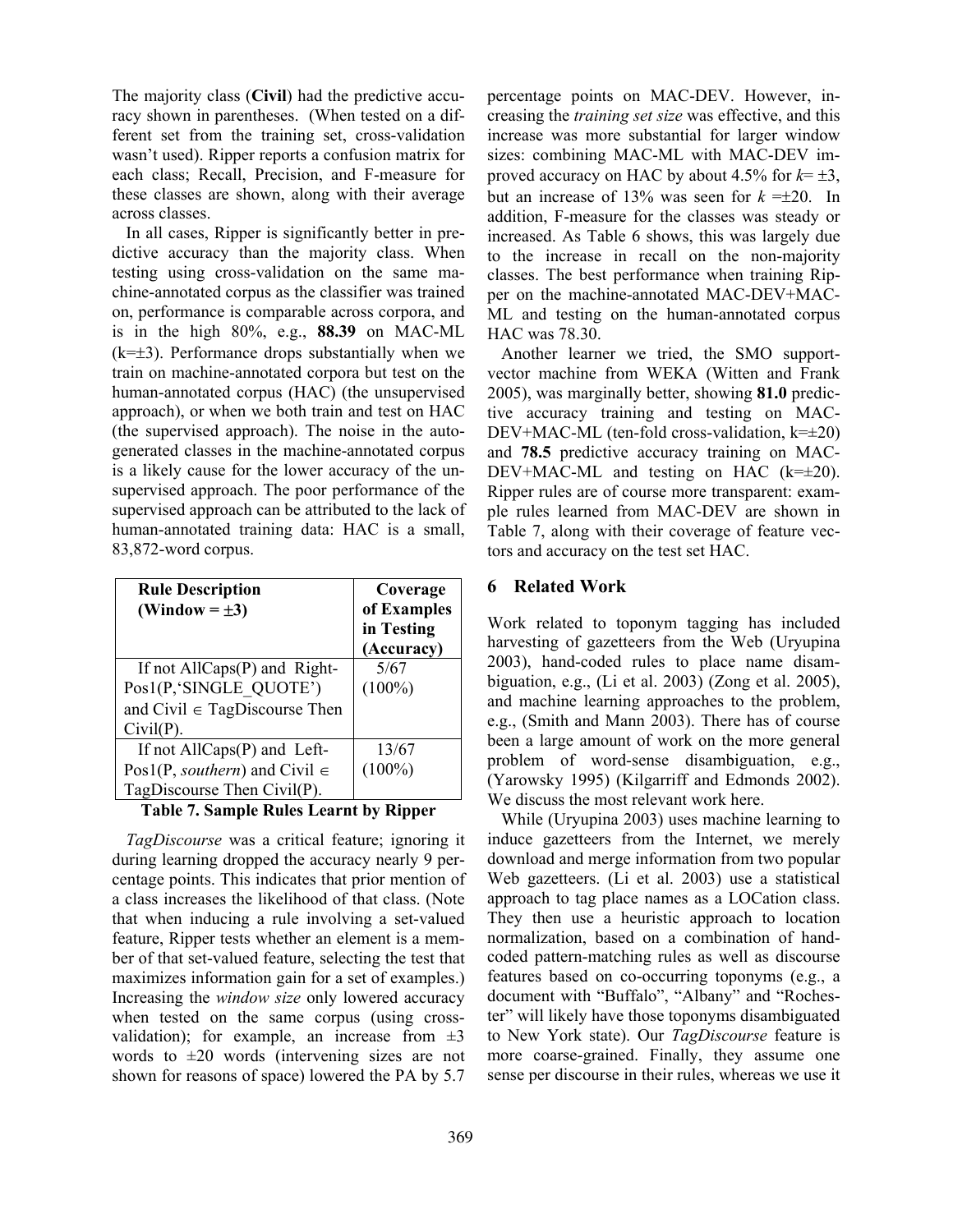The majority class (**Civil**) had the predictive accuracy shown in parentheses. (When tested on a different set from the training set, cross-validation wasn't used). Ripper reports a confusion matrix for each class; Recall, Precision, and F-measure for these classes are shown, along with their average across classes.

In all cases, Ripper is significantly better in predictive accuracy than the majority class. When testing using cross-validation on the same machine-annotated corpus as the classifier was trained on, performance is comparable across corpora, and is in the high 80%, e.g., **88.39** on MAC-ML ($k=\pm3$). Performance drops substantially when we train on machine-annotated corpora but test on the human-annotated corpus (HAC) (the unsupervised approach), or when we both train and test on HAC (the supervised approach). The noise in the auto-generated classes in the machine-annotated corpus is a likely cause for the lower accuracy of the unsupervised approach. The poor performance of the supervised approach can be attributed to the lack of human-annotated training data: HAC is a small, 83,872-word corpus.

| Rule Description (Window = $\pm3$) | Coverage of Examples in Testing (Accuracy) |
|---|---|
| If not AllCaps(P) and Right-Pos1(P,'SINGLE_QUOTE') and Civil $\in$ TagDiscourse Then Civil(P). | 5/67 (100%) |
| If not AllCaps(P) and Left-Pos1(P, *southern*) and Civil $\in$ TagDiscourse Then Civil(P). | 13/67 (100%) |

**Table 7. Sample Rules Learnt by Ripper**

*TagDiscourse* was a critical feature; ignoring it during learning dropped the accuracy nearly 9 percentage points. This indicates that prior mention of a class increases the likelihood of that class. (Note that when inducing a rule involving a set-valued feature, Ripper tests whether an element is a member of that set-valued feature, selecting the test that maximizes information gain for a set of examples.) Increasing the *window size* only lowered accuracy when tested on the same corpus (using cross-validation); for example, an increase from $\pm3$ words to $\pm20$ words (intervening sizes are not shown for reasons of space) lowered the PA by 5.7 percentage points on MAC-DEV. However, increasing the *training set size* was effective, and this increase was more substantial for larger window sizes: combining MAC-ML with MAC-DEV improved accuracy on HAC by about 4.5% for $k=\pm3$, but an increase of 13% was seen for $k=\pm20$. In addition, F-measure for the classes was steady or increased. As Table 6 shows, this was largely due to the increase in recall on the non-majority classes. The best performance when training Ripper on the machine-annotated MAC-DEV+MAC-ML and testing on the human-annotated corpus HAC was 78.30.

Another learner we tried, the SMO support-vector machine from WEKA (Witten and Frank 2005), was marginally better, showing **81.0** predictive accuracy training and testing on MAC-DEV+MAC-ML (ten-fold cross-validation, $k=\pm20$) and **78.5** predictive accuracy training on MAC-DEV+MAC-ML and testing on HAC ($k=\pm20$). Ripper rules are of course more transparent: example rules learned from MAC-DEV are shown in Table 7, along with their coverage of feature vectors and accuracy on the test set HAC.

## 6 Related Work

Work related to toponym tagging has included harvesting of gazetteers from the Web (Uryupina 2003), hand-coded rules to place name disambiguation, e.g., (Li et al. 2003) (Zong et al. 2005), and machine learning approaches to the problem, e.g., (Smith and Mann 2003). There has of course been a large amount of work on the more general problem of word-sense disambiguation, e.g., (Yarowsky 1995) (Kilgarriff and Edmonds 2002). We discuss the most relevant work here.

While (Uryupina 2003) uses machine learning to induce gazetteers from the Internet, we merely download and merge information from two popular Web gazetteers. (Li et al. 2003) use a statistical approach to tag place names as a LOCation class. They then use a heuristic approach to location normalization, based on a combination of hand-coded pattern-matching rules as well as discourse features based on co-occurring toponyms (e.g., a document with "Buffalo", "Albany" and "Rochester" will likely have those toponyms disambiguated to New York state). Our *TagDiscourse* feature is more coarse-grained. Finally, they assume one sense per discourse in their rules, whereas we use it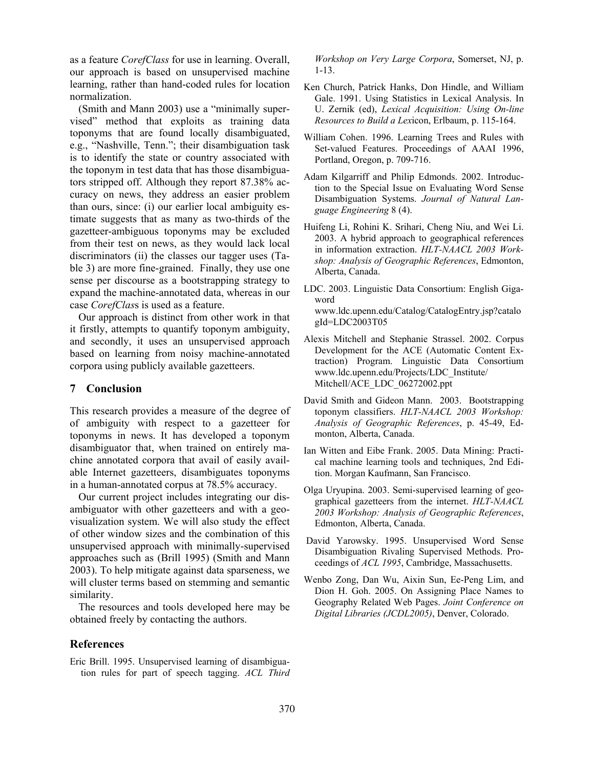as a feature *CorefClass* for use in learning. Overall, our approach is based on unsupervised machine learning, rather than hand-coded rules for location normalization.

(Smith and Mann 2003) use a "minimally supervised" method that exploits as training data toponyms that are found locally disambiguated, e.g., "Nashville, Tenn."; their disambiguation task is to identify the state or country associated with the toponym in test data that has those disambiguators stripped off. Although they report 87.38% accuracy on news, they address an easier problem than ours, since: (i) our earlier local ambiguity estimate suggests that as many as two-thirds of the gazetteer-ambiguous toponyms may be excluded from their test on news, as they would lack local discriminators (ii) the classes our tagger uses (Table 3) are more fine-grained. Finally, they use one sense per discourse as a bootstrapping strategy to expand the machine-annotated data, whereas in our case *CorefClass* is used as a feature.

Our approach is distinct from other work in that it firstly, attempts to quantify toponym ambiguity, and secondly, it uses an unsupervised approach based on learning from noisy machine-annotated corpora using publicly available gazetteers.

## 7 Conclusion

This research provides a measure of the degree of of ambiguity with respect to a gazetteer for toponyms in news. It has developed a toponym disambiguator that, when trained on entirely machine annotated corpora that avail of easily available Internet gazetteers, disambiguates toponyms in a human-annotated corpus at 78.5% accuracy.

Our current project includes integrating our disambiguator with other gazetteers and with a geovisualization system. We will also study the effect of other window sizes and the combination of this unsupervised approach with minimally-supervised approaches such as (Brill 1995) (Smith and Mann 2003). To help mitigate against data sparseness, we will cluster terms based on stemming and semantic similarity.

The resources and tools developed here may be obtained freely by contacting the authors.

## References

Eric Brill. 1995. Unsupervised learning of disambiguation rules for part of speech tagging. *ACL Third Workshop on Very Large Corpora*, Somerset, NJ, p. 1-13.

Ken Church, Patrick Hanks, Don Hindle, and William Gale. 1991. Using Statistics in Lexical Analysis. In U. Zernik (ed), *Lexical Acquisition: Using On-line Resources to Build a Lex*icon, Erlbaum, p. 115-164.

William Cohen. 1996. Learning Trees and Rules with Set-valued Features. Proceedings of AAAI 1996, Portland, Oregon, p. 709-716.

Adam Kilgarriff and Philip Edmonds. 2002. Introduction to the Special Issue on Evaluating Word Sense Disambiguation Systems. *Journal of Natural Language Engineering* 8 (4).

Huifeng Li, Rohini K. Srihari, Cheng Niu, and Wei Li. 2003. A hybrid approach to geographical references in information extraction. *HLT-NAACL 2003 Workshop: Analysis of Geographic References*, Edmonton, Alberta, Canada.

LDC. 2003. Linguistic Data Consortium: English Gigaword www.ldc.upenn.edu/Catalog/CatalogEntry.jsp?catalogId=LDC2003T05

Alexis Mitchell and Stephanie Strassel. 2002. Corpus Development for the ACE (Automatic Content Extraction) Program. Linguistic Data Consortium www.ldc.upenn.edu/Projects/LDC_Institute/Mitchell/ACE_LDC_06272002.ppt

David Smith and Gideon Mann. 2003. Bootstrapping toponym classifiers. *HLT-NAACL 2003 Workshop: Analysis of Geographic References*, p. 45-49, Edmonton, Alberta, Canada.

Ian Witten and Eibe Frank. 2005. Data Mining: Practical machine learning tools and techniques, 2nd Edition. Morgan Kaufmann, San Francisco.

Olga Uryupina. 2003. Semi-supervised learning of geographical gazetteers from the internet. *HLT-NAACL 2003 Workshop: Analysis of Geographic References*, Edmonton, Alberta, Canada.

David Yarowsky. 1995. Unsupervised Word Sense Disambiguation Rivaling Supervised Methods. Proceedings of *ACL 1995*, Cambridge, Massachusetts.

Wenbo Zong, Dan Wu, Aixin Sun, Ee-Peng Lim, and Dion H. Goh. 2005. On Assigning Place Names to Geography Related Web Pages. *Joint Conference on Digital Libraries (JCDL2005)*, Denver, Colorado.